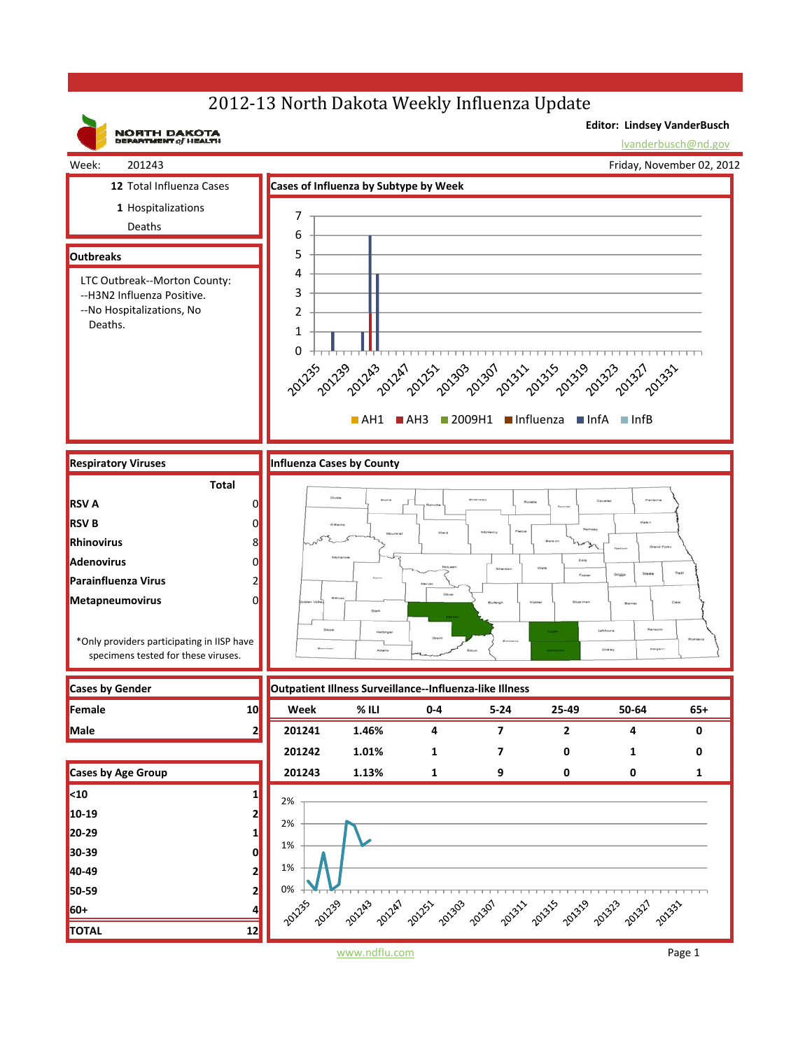# 2012-13 North Dakota Weekly Influenza Update

NORTH DAKOTA DEPARTMENT of HEALTH

**Editor: Lindsey VanderBusch**
lvanderbusch@nd.gov

Week: 201243 — Friday, November 02, 2012

| | |
|---|---|
| 12 | Total Influenza Cases |
| 1 | Hospitalizations |
| | Deaths |

## Outbreaks

LTC Outbreak--Morton County:
--H3N2 Influenza Positive.
--No Hospitalizations, No Deaths.

## Cases of Influenza by Subtype by Week

7
6
5
4
3
2
1
0

201235 201239 201243 201247 201251 201303 201307 201311 201315 201319 201323 201327 201331

AH1 AH3 2009H1 Influenza InfA InfB

## Respiratory Viruses

| | Total |
|---|---|
| RSV A | 0 |
| RSV B | 0 |
| Rhinovirus | 8 |
| Adenovirus | 0 |
| Parainfluenza Virus | 2 |
| Metapneumovirus | 0 |

*Only providers participating in IISP have specimens tested for these viruses.

## Influenza Cases by County

## Cases by Gender

| | |
|---|---|
| Female | 10 |
| Male | 2 |

## Cases by Age Group

| | |
|---|---|
| <10 | 1 |
| 10-19 | 2 |
| 20-29 | 1 |
| 30-39 | 0 |
| 40-49 | 2 |
| 50-59 | 2 |
| 60+ | 4 |
| TOTAL | 12 |

## Outpatient Illness Surveillance--Influenza-like Illness

| Week | % ILI | 0-4 | 5-24 | 25-49 | 50-64 | 65+ |
|---|---|---|---|---|---|---|
| 201241 | 1.46% | 4 | 7 | 2 | 4 | 0 |
| 201242 | 1.01% | 1 | 7 | 0 | 1 | 0 |
| 201243 | 1.13% | 1 | 9 | 0 | 0 | 1 |

2%
2%
1%
1%
0%

201235 201239 201243 201247 201251 201303 201307 201311 201315 201319 201323 201327 201331

www.ndflu.com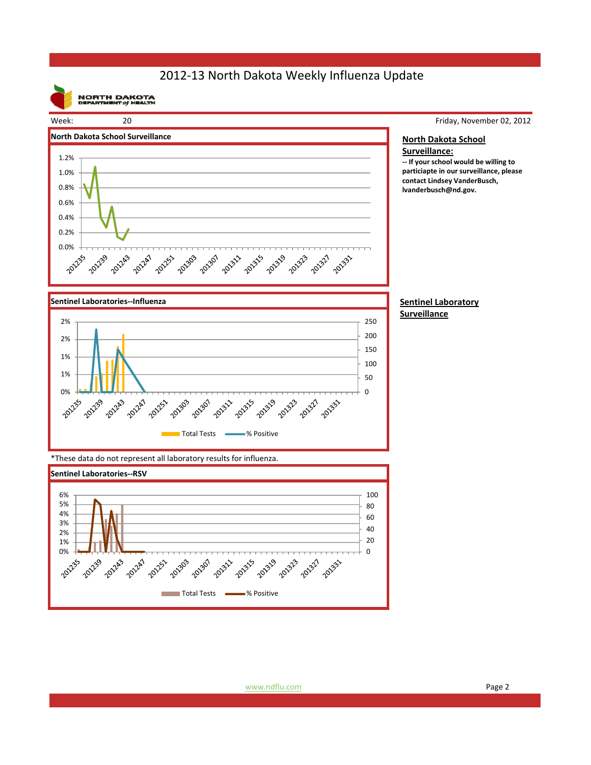# 2012-13 North Dakota Weekly Influenza Update

NORTH DAKOTA DEPARTMENT of HEALTH

Week: 20

Friday, November 02, 2012

## North Dakota School Surveillance

1.2%
1.0%
0.8%
0.6%
0.4%
0.2%
0.0%

201235 201239 201243 201247 201251 201303 201307 201311 201315 201319 201323 201327 201331

## North Dakota School Surveillance:

**-- If your school would be willing to particiapte in our surveillance, please contact Lindsey VanderBusch, lvanderbusch@nd.gov.**

## Sentinel Laboratories--Influenza

2%
2%
1%
1%
0%

250
200
150
100
50
0

201235 201239 201243 201247 201251 201303 201307 201311 201315 201319 201323 201327 201331

Total Tests
% Positive

## Sentinel Laboratory Surveillance

*These data do not represent all laboratory results for influenza.

## Sentinel Laboratories--RSV

6%
5%
4%
3%
2%
1%
0%

100
80
60
40
20
0

201235 201239 201243 201247 201251 201303 201307 201311 201315 201319 201323 201327 201331

Total Tests
% Positive

www.ndflu.com